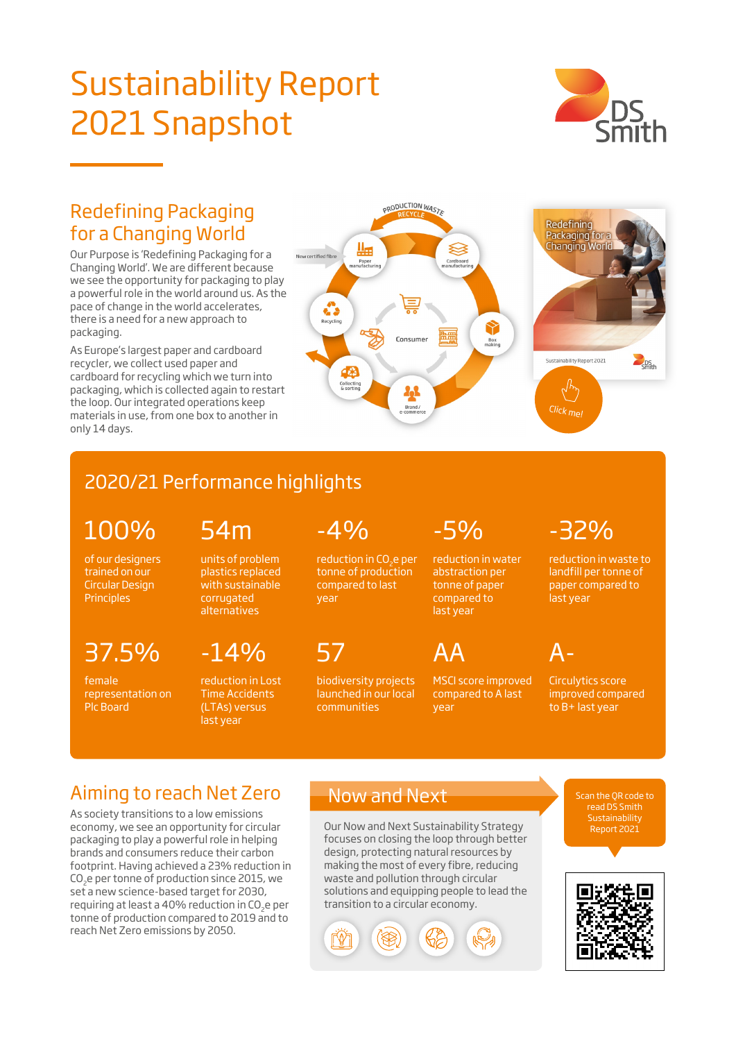# Sustainability Report 2021 Snapshot

## Redefining Packaging for a Changing World

Our Purpose is 'Redefining Packaging for a Changing World'. We are different because we see the opportunity for packaging to play a powerful role in the world around us. As the pace of change in the world accelerates, there is a need for a new approach to packaging.

As Europe's largest paper and cardboard recycler, we collect used paper and cardboard for recycling which we turn into packaging, which is collected again to restart the loop. Our integrated operations keep materials in use, from one box to another in only 14 days.

## 2020/21 Performance highlights

**100%** of our designers trained on our Circular Design Principles

**54m** units of problem plastics replaced with sustainable corrugated alternatives

**-4%** reduction in $CO_2e$ per tonne of production compared to last year

**-5%** reduction in water abstraction per tonne of paper compared to last year

**-32%** reduction in waste to landfill per tonne of paper compared to last year

**37.5%** female representation on Plc Board

**-14%** reduction in Lost Time Accidents (LTAs) versus last year

**57** biodiversity projects launched in our local communities

**AA** MSCI score improved compared to A last year

**A-** Circulytics score improved compared to B+ last year

## Aiming to reach Net Zero

As society transitions to a low emissions economy, we see an opportunity for circular packaging to play a powerful role in helping brands and consumers reduce their carbon footprint. Having achieved a 23% reduction in $CO_2e$ per tonne of production since 2015, we set a new science-based target for 2030, requiring at least a 40% reduction in $CO_2e$ per tonne of production compared to 2019 and to reach Net Zero emissions by 2050.

## Now and Next

Our Now and Next Sustainability Strategy focuses on closing the loop through better design, protecting natural resources by making the most of every fibre, reducing waste and pollution through circular solutions and equipping people to lead the transition to a circular economy.

Scan the QR code to read DS Smith Sustainability Report 2021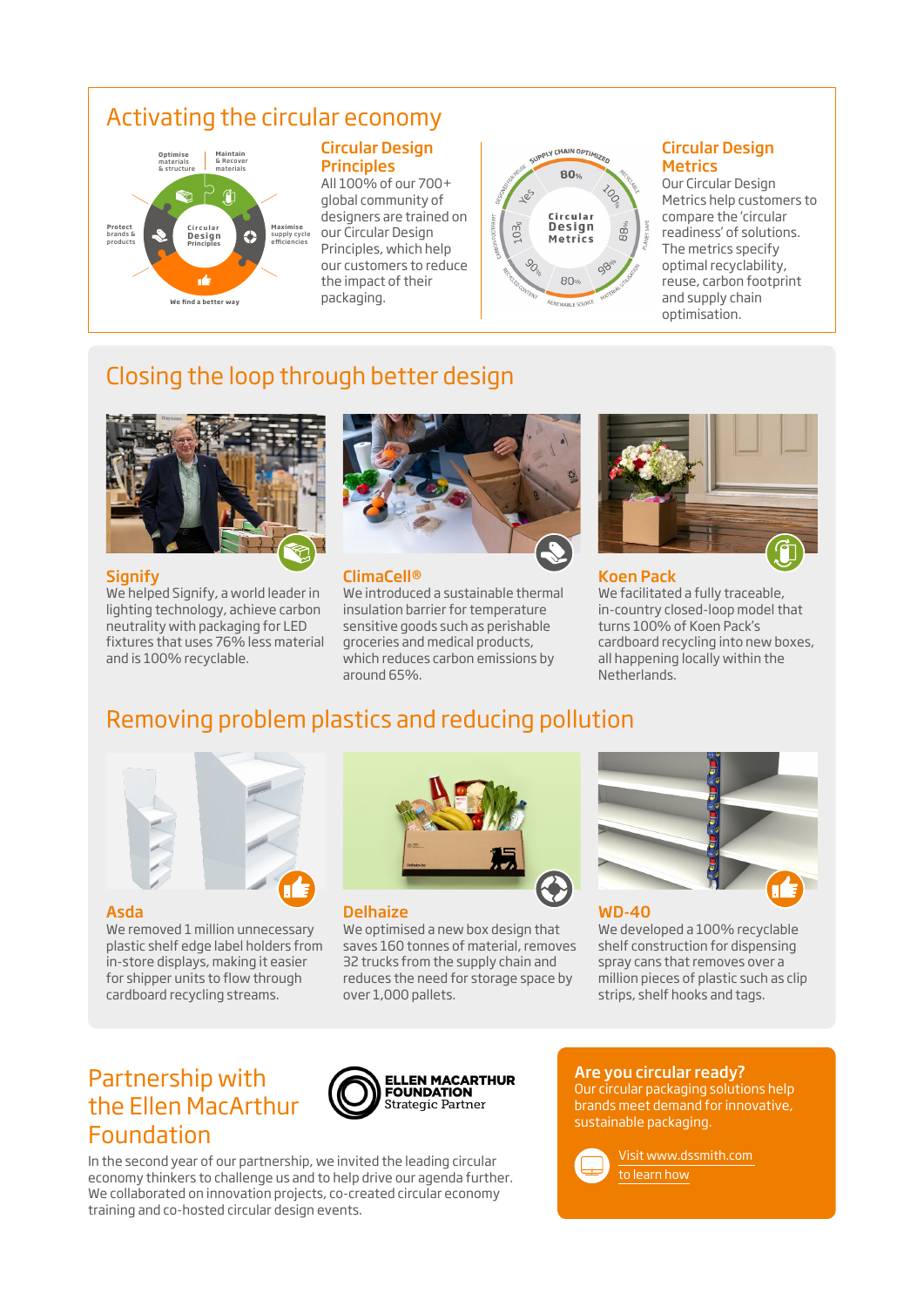## Activating the circular economy

Optimise materials & structure

Maintain & Recover materials

Protect brands & products

Circular Design Principles

Maximise supply cycle efficiencies

We find a better way

### Circular Design Principles

All 100% of our 700+ global community of designers are trained on our Circular Design Principles, which help our customers to reduce the impact of their packaging.

SUPPLY CHAIN OPTIMIZED

80%

SECOND FOREST USE

Yes

RECYCLABLE

100%

CARBON FOOTPRINT

103g

Circular Design Metrics

PLANET SAFE

88%

RECYCLED CONTENT

90%

80%

RENEWABLE SOURCE

MATERIAL UTILISATION

98%

### Circular Design Metrics

Our Circular Design Metrics help customers to compare the 'circular readiness' of solutions. The metrics specify optimal recyclability, reuse, carbon footprint and supply chain optimisation.

## Closing the loop through better design

### Signify

We helped Signify, a world leader in lighting technology, achieve carbon neutrality with packaging for LED fixtures that uses 76% less material and is 100% recyclable.

### ClimaCell®

We introduced a sustainable thermal insulation barrier for temperature sensitive goods such as perishable groceries and medical products, which reduces carbon emissions by around 65%.

### Koen Pack

We facilitated a fully traceable, in-country closed-loop model that turns 100% of Koen Pack's cardboard recycling into new boxes, all happening locally within the Netherlands.

## Removing problem plastics and reducing pollution

### Asda

We removed 1 million unnecessary plastic shelf edge label holders from in-store displays, making it easier for shipper units to flow through cardboard recycling streams.

### Delhaize

We optimised a new box design that saves 160 tonnes of material, removes 32 trucks from the supply chain and reduces the need for storage space by over 1,000 pallets.

### WD-40

We developed a 100% recyclable shelf construction for dispensing spray cans that removes over a million pieces of plastic such as clip strips, shelf hooks and tags.

## Partnership with the Ellen MacArthur Foundation

ELLEN MACARTHUR FOUNDATION
Strategic Partner

In the second year of our partnership, we invited the leading circular economy thinkers to challenge us and to help drive our agenda further. We collaborated on innovation projects, co-created circular economy training and co-hosted circular design events.

**Are you circular ready?**

Our circular packaging solutions help brands meet demand for innovative, sustainable packaging.

Visit www.dssmith.com to learn how